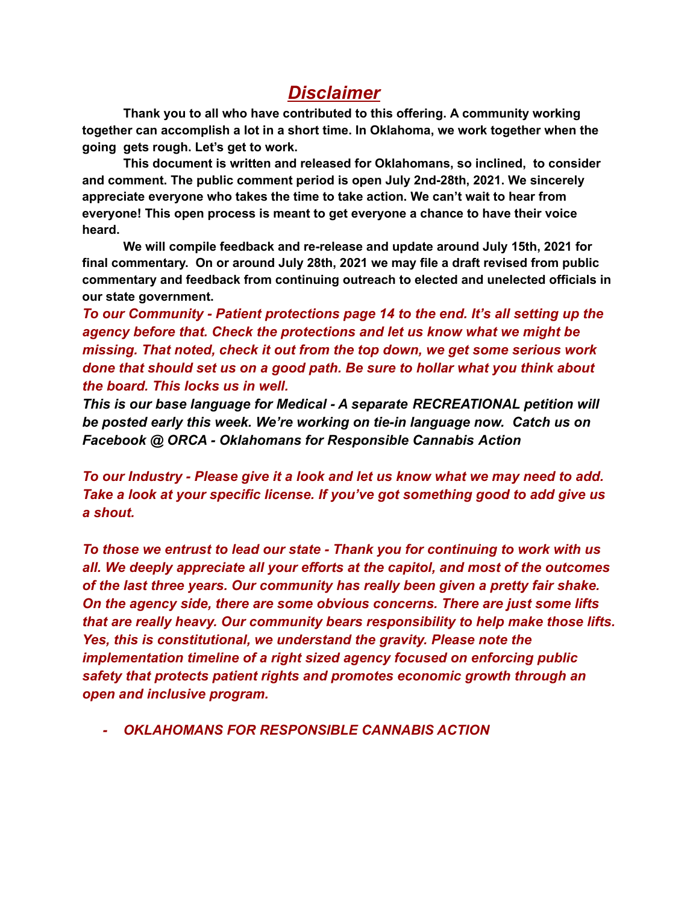# ***Disclaimer***

**Thank you to all who have contributed to this offering. A community working together can accomplish a lot in a short time. In Oklahoma, we work together when the going gets rough. Let's get to work.**

**This document is written and released for Oklahomans, so inclined, to consider and comment. The public comment period is open July 2nd-28th, 2021. We sincerely appreciate everyone who takes the time to take action. We can't wait to hear from everyone! This open process is meant to get everyone a chance to have their voice heard.**

**We will compile feedback and re-release and update around July 15th, 2021 for final commentary. On or around July 28th, 2021 we may file a draft revised from public commentary and feedback from continuing outreach to elected and unelected officials in our state government.**

***To our Community - Patient protections page 14 to the end. It's all setting up the agency before that. Check the protections and let us know what we might be missing. That noted, check it out from the top down, we get some serious work done that should set us on a good path. Be sure to hollar what you think about the board. This locks us in well.***

***This is our base language for Medical - A separate RECREATIONAL petition will be posted early this week. We're working on tie-in language now. Catch us on Facebook @ ORCA - Oklahomans for Responsible Cannabis Action***

***To our Industry - Please give it a look and let us know what we may need to add. Take a look at your specific license. If you've got something good to add give us a shout.***

***To those we entrust to lead our state - Thank you for continuing to work with us all. We deeply appreciate all your efforts at the capitol, and most of the outcomes of the last three years. Our community has really been given a pretty fair shake. On the agency side, there are some obvious concerns. There are just some lifts that are really heavy. Our community bears responsibility to help make those lifts. Yes, this is constitutional, we understand the gravity. Please note the implementation timeline of a right sized agency focused on enforcing public safety that protects patient rights and promotes economic growth through an open and inclusive program.***

- ***OKLAHOMANS FOR RESPONSIBLE CANNABIS ACTION***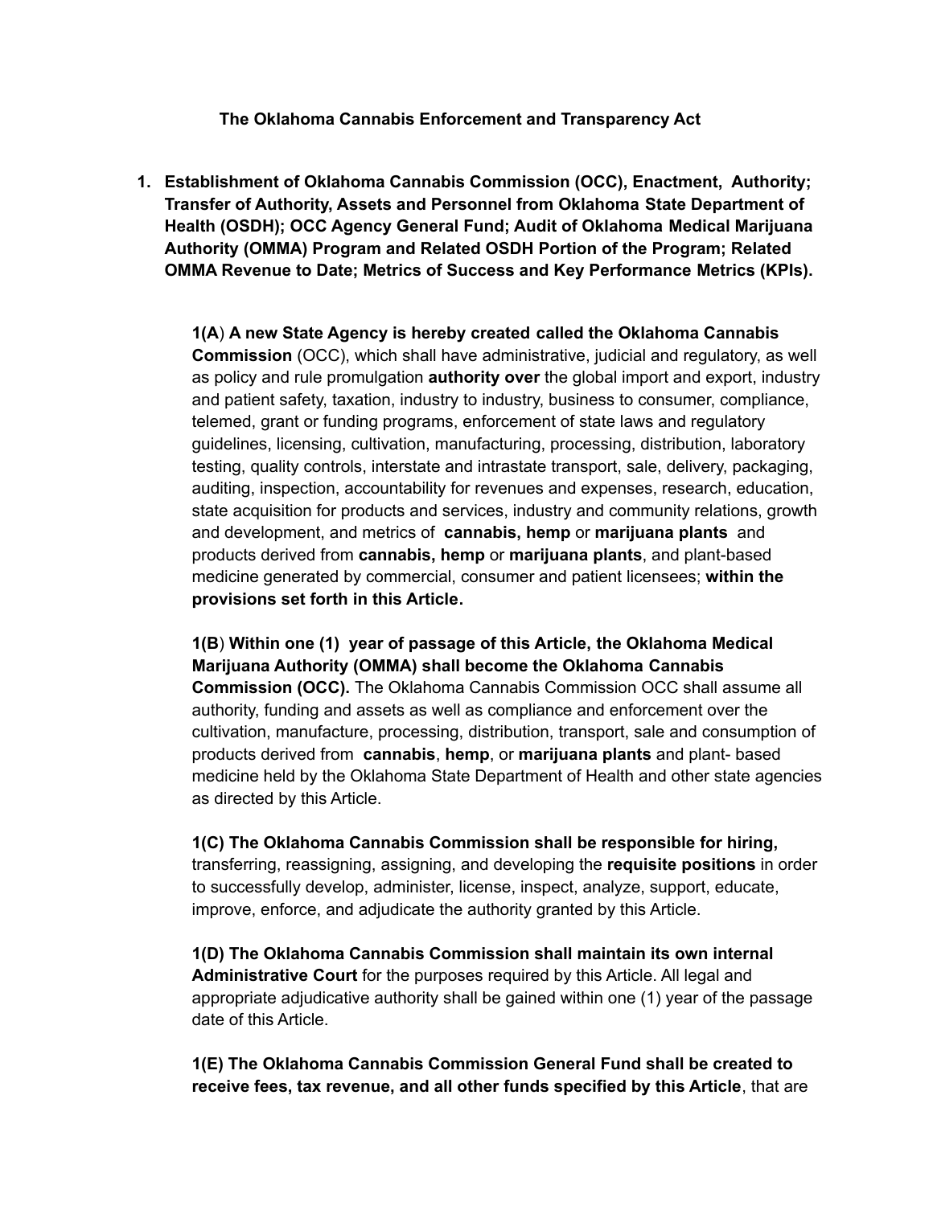**The Oklahoma Cannabis Enforcement and Transparency Act**

1. **Establishment of Oklahoma Cannabis Commission (OCC), Enactment, Authority; Transfer of Authority, Assets and Personnel from Oklahoma State Department of Health (OSDH); OCC Agency General Fund; Audit of Oklahoma Medical Marijuana Authority (OMMA) Program and Related OSDH Portion of the Program; Related OMMA Revenue to Date; Metrics of Success and Key Performance Metrics (KPIs).**

   **1(A**) **A new State Agency is hereby created called the Oklahoma Cannabis Commission** (OCC), which shall have administrative, judicial and regulatory, as well as policy and rule promulgation **authority over** the global import and export, industry and patient safety, taxation, industry to industry, business to consumer, compliance, telemed, grant or funding programs, enforcement of state laws and regulatory guidelines, licensing, cultivation, manufacturing, processing, distribution, laboratory testing, quality controls, interstate and intrastate transport, sale, delivery, packaging, auditing, inspection, accountability for revenues and expenses, research, education, state acquisition for products and services, industry and community relations, growth and development, and metrics of **cannabis, hemp** or **marijuana plants** and products derived from **cannabis, hemp** or **marijuana plants**, and plant-based medicine generated by commercial, consumer and patient licensees; **within the provisions set forth in this Article.**

   **1(B**) **Within one (1) year of passage of this Article, the Oklahoma Medical Marijuana Authority (OMMA) shall become the Oklahoma Cannabis Commission (OCC).** The Oklahoma Cannabis Commission OCC shall assume all authority, funding and assets as well as compliance and enforcement over the cultivation, manufacture, processing, distribution, transport, sale and consumption of products derived from **cannabis**, **hemp**, or **marijuana plants** and plant- based medicine held by the Oklahoma State Department of Health and other state agencies as directed by this Article.

   **1(C) The Oklahoma Cannabis Commission shall be responsible for hiring,** transferring, reassigning, assigning, and developing the **requisite positions** in order to successfully develop, administer, license, inspect, analyze, support, educate, improve, enforce, and adjudicate the authority granted by this Article.

   **1(D) The Oklahoma Cannabis Commission shall maintain its own internal Administrative Court** for the purposes required by this Article. All legal and appropriate adjudicative authority shall be gained within one (1) year of the passage date of this Article.

   **1(E) The Oklahoma Cannabis Commission General Fund shall be created to receive fees, tax revenue, and all other funds specified by this Article**, that are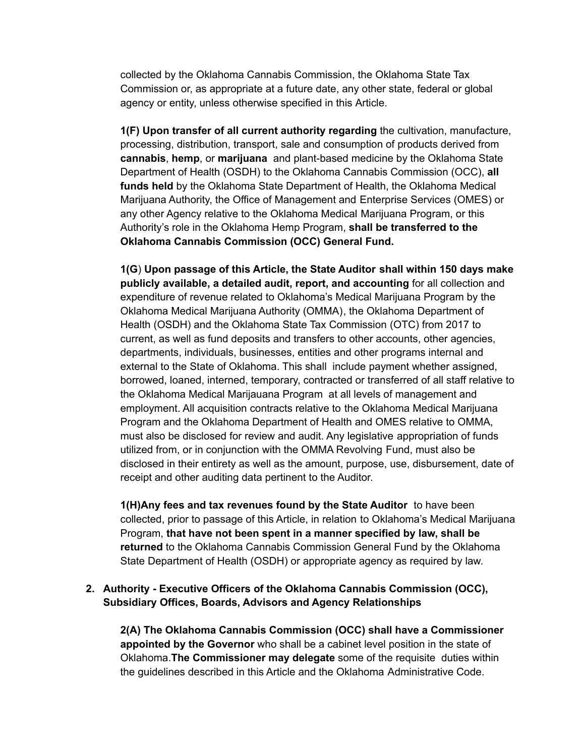collected by the Oklahoma Cannabis Commission, the Oklahoma State Tax Commission or, as appropriate at a future date, any other state, federal or global agency or entity, unless otherwise specified in this Article.

**1(F) Upon transfer of all current authority regarding** the cultivation, manufacture, processing, distribution, transport, sale and consumption of products derived from **cannabis**, **hemp**, or **marijuana** and plant-based medicine by the Oklahoma State Department of Health (OSDH) to the Oklahoma Cannabis Commission (OCC), **all funds held** by the Oklahoma State Department of Health, the Oklahoma Medical Marijuana Authority, the Office of Management and Enterprise Services (OMES) or any other Agency relative to the Oklahoma Medical Marijuana Program, or this Authority's role in the Oklahoma Hemp Program, **shall be transferred to the Oklahoma Cannabis Commission (OCC) General Fund.**

**1(G**) **Upon passage of this Article, the State Auditor shall within 150 days make publicly available, a detailed audit, report, and accounting** for all collection and expenditure of revenue related to Oklahoma's Medical Marijuana Program by the Oklahoma Medical Marijuana Authority (OMMA), the Oklahoma Department of Health (OSDH) and the Oklahoma State Tax Commission (OTC) from 2017 to current, as well as fund deposits and transfers to other accounts, other agencies, departments, individuals, businesses, entities and other programs internal and external to the State of Oklahoma. This shall include payment whether assigned, borrowed, loaned, interned, temporary, contracted or transferred of all staff relative to the Oklahoma Medical Marijauana Program at all levels of management and employment. All acquisition contracts relative to the Oklahoma Medical Marijuana Program and the Oklahoma Department of Health and OMES relative to OMMA, must also be disclosed for review and audit. Any legislative appropriation of funds utilized from, or in conjunction with the OMMA Revolving Fund, must also be disclosed in their entirety as well as the amount, purpose, use, disbursement, date of receipt and other auditing data pertinent to the Auditor.

**1(H)Any fees and tax revenues found by the State Auditor** to have been collected, prior to passage of this Article, in relation to Oklahoma's Medical Marijuana Program, **that have not been spent in a manner specified by law, shall be returned** to the Oklahoma Cannabis Commission General Fund by the Oklahoma State Department of Health (OSDH) or appropriate agency as required by law.

2. **Authority - Executive Officers of the Oklahoma Cannabis Commission (OCC), Subsidiary Offices, Boards, Advisors and Agency Relationships**

**2(A) The Oklahoma Cannabis Commission (OCC) shall have a Commissioner appointed by the Governor** who shall be a cabinet level position in the state of Oklahoma.**The Commissioner may delegate** some of the requisite duties within the guidelines described in this Article and the Oklahoma Administrative Code.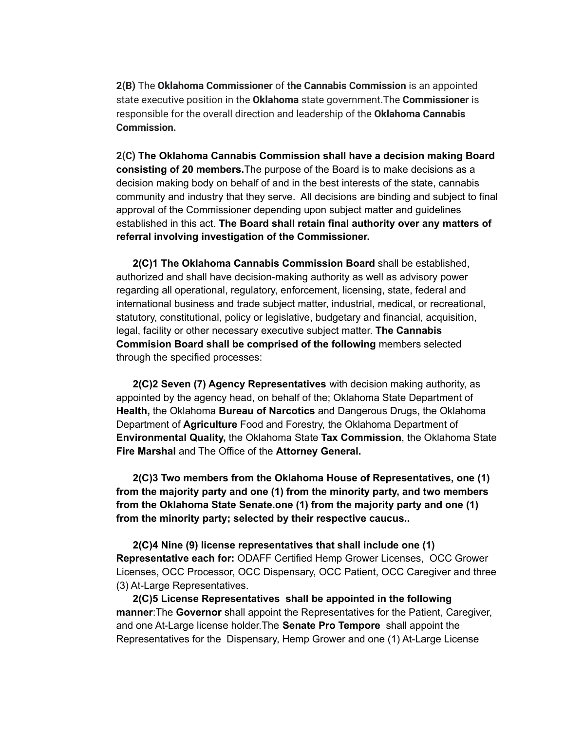**2(B)** The **Oklahoma Commissioner** of **the Cannabis Commission** is an appointed state executive position in the **Oklahoma** state government.The **Commissioner** is responsible for the overall direction and leadership of the **Oklahoma Cannabis Commission.**

**2(C) The Oklahoma Cannabis Commission shall have a decision making Board consisting of 20 members.**The purpose of the Board is to make decisions as a decision making body on behalf of and in the best interests of the state, cannabis community and industry that they serve. All decisions are binding and subject to final approval of the Commissioner depending upon subject matter and guidelines established in this act. **The Board shall retain final authority over any matters of referral involving investigation of the Commissioner.**

**2(C)1 The Oklahoma Cannabis Commission Board** shall be established, authorized and shall have decision-making authority as well as advisory power regarding all operational, regulatory, enforcement, licensing, state, federal and international business and trade subject matter, industrial, medical, or recreational, statutory, constitutional, policy or legislative, budgetary and financial, acquisition, legal, facility or other necessary executive subject matter. **The Cannabis Commision Board shall be comprised of the following** members selected through the specified processes:

**2(C)2 Seven (7) Agency Representatives** with decision making authority, as appointed by the agency head, on behalf of the; Oklahoma State Department of **Health,** the Oklahoma **Bureau of Narcotics** and Dangerous Drugs, the Oklahoma Department of **Agriculture** Food and Forestry, the Oklahoma Department of **Environmental Quality,** the Oklahoma State **Tax Commission**, the Oklahoma State **Fire Marshal** and The Office of the **Attorney General.**

**2(C)3 Two members from the Oklahoma House of Representatives, one (1) from the majority party and one (1) from the minority party, and two members from the Oklahoma State Senate.one (1) from the majority party and one (1) from the minority party; selected by their respective caucus..**

**2(C)4 Nine (9) license representatives that shall include one (1) Representative each for:** ODAFF Certified Hemp Grower Licenses, OCC Grower Licenses, OCC Processor, OCC Dispensary, OCC Patient, OCC Caregiver and three (3) At-Large Representatives.

**2(C)5 License Representatives shall be appointed in the following manner**:The **Governor** shall appoint the Representatives for the Patient, Caregiver, and one At-Large license holder.The **Senate Pro Tempore** shall appoint the Representatives for the Dispensary, Hemp Grower and one (1) At-Large License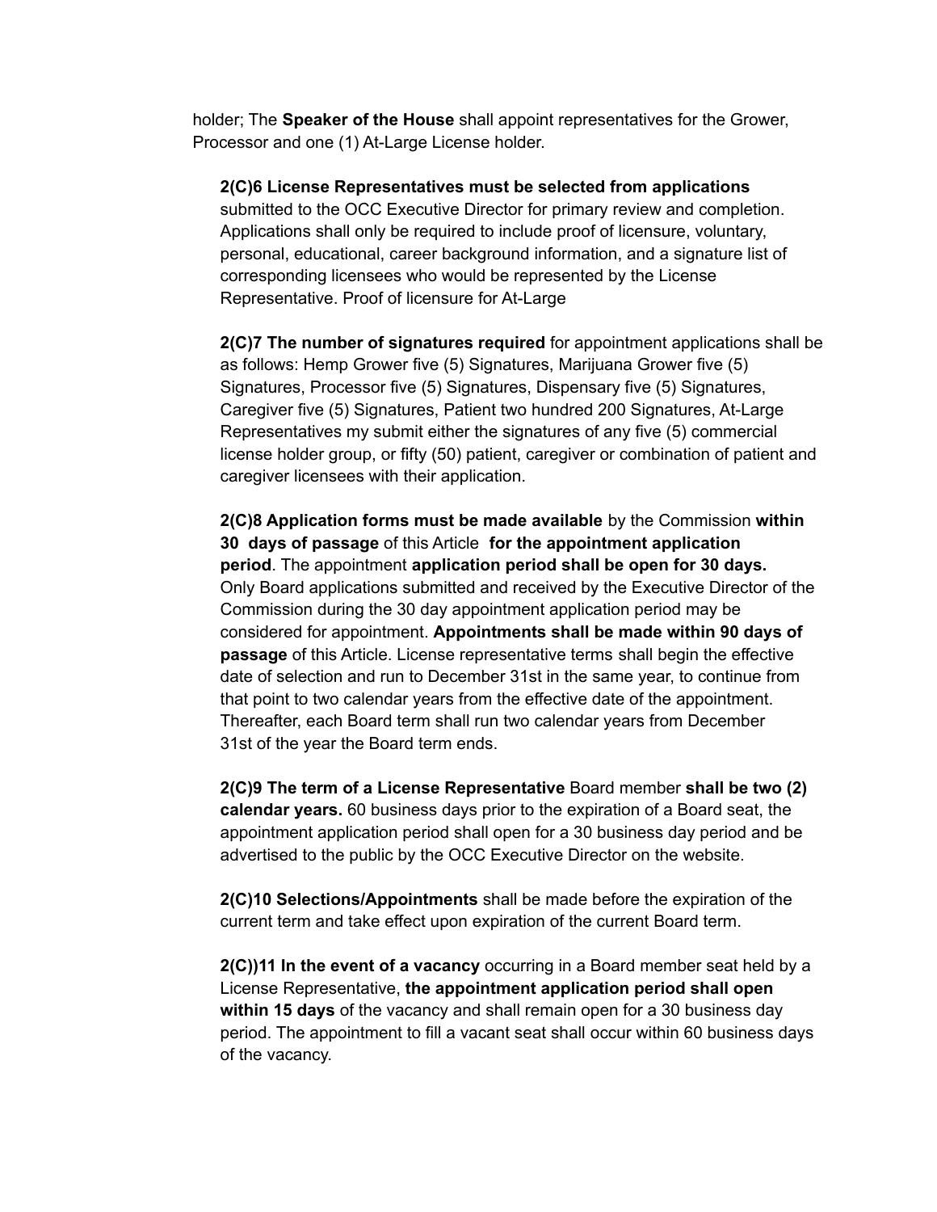holder; The **Speaker of the House** shall appoint representatives for the Grower, Processor and one (1) At-Large License holder.

**2(C)6 License Representatives must be selected from applications** submitted to the OCC Executive Director for primary review and completion. Applications shall only be required to include proof of licensure, voluntary, personal, educational, career background information, and a signature list of corresponding licensees who would be represented by the License Representative. Proof of licensure for At-Large

**2(C)7 The number of signatures required** for appointment applications shall be as follows: Hemp Grower five (5) Signatures, Marijuana Grower five (5) Signatures, Processor five (5) Signatures, Dispensary five (5) Signatures, Caregiver five (5) Signatures, Patient two hundred 200 Signatures, At-Large Representatives my submit either the signatures of any five (5) commercial license holder group, or fifty (50) patient, caregiver or combination of patient and caregiver licensees with their application.

**2(C)8 Application forms must be made available** by the Commission **within 30 days of passage** of this Article **for the appointment application period**. The appointment **application period shall be open for 30 days.** Only Board applications submitted and received by the Executive Director of the Commission during the 30 day appointment application period may be considered for appointment. **Appointments shall be made within 90 days of passage** of this Article. License representative terms shall begin the effective date of selection and run to December 31st in the same year, to continue from that point to two calendar years from the effective date of the appointment. Thereafter, each Board term shall run two calendar years from December 31st of the year the Board term ends.

**2(C)9 The term of a License Representative** Board member **shall be two (2) calendar years.** 60 business days prior to the expiration of a Board seat, the appointment application period shall open for a 30 business day period and be advertised to the public by the OCC Executive Director on the website.

**2(C)10 Selections/Appointments** shall be made before the expiration of the current term and take effect upon expiration of the current Board term.

**2(C))11 In the event of a vacancy** occurring in a Board member seat held by a License Representative, **the appointment application period shall open within 15 days** of the vacancy and shall remain open for a 30 business day period. The appointment to fill a vacant seat shall occur within 60 business days of the vacancy.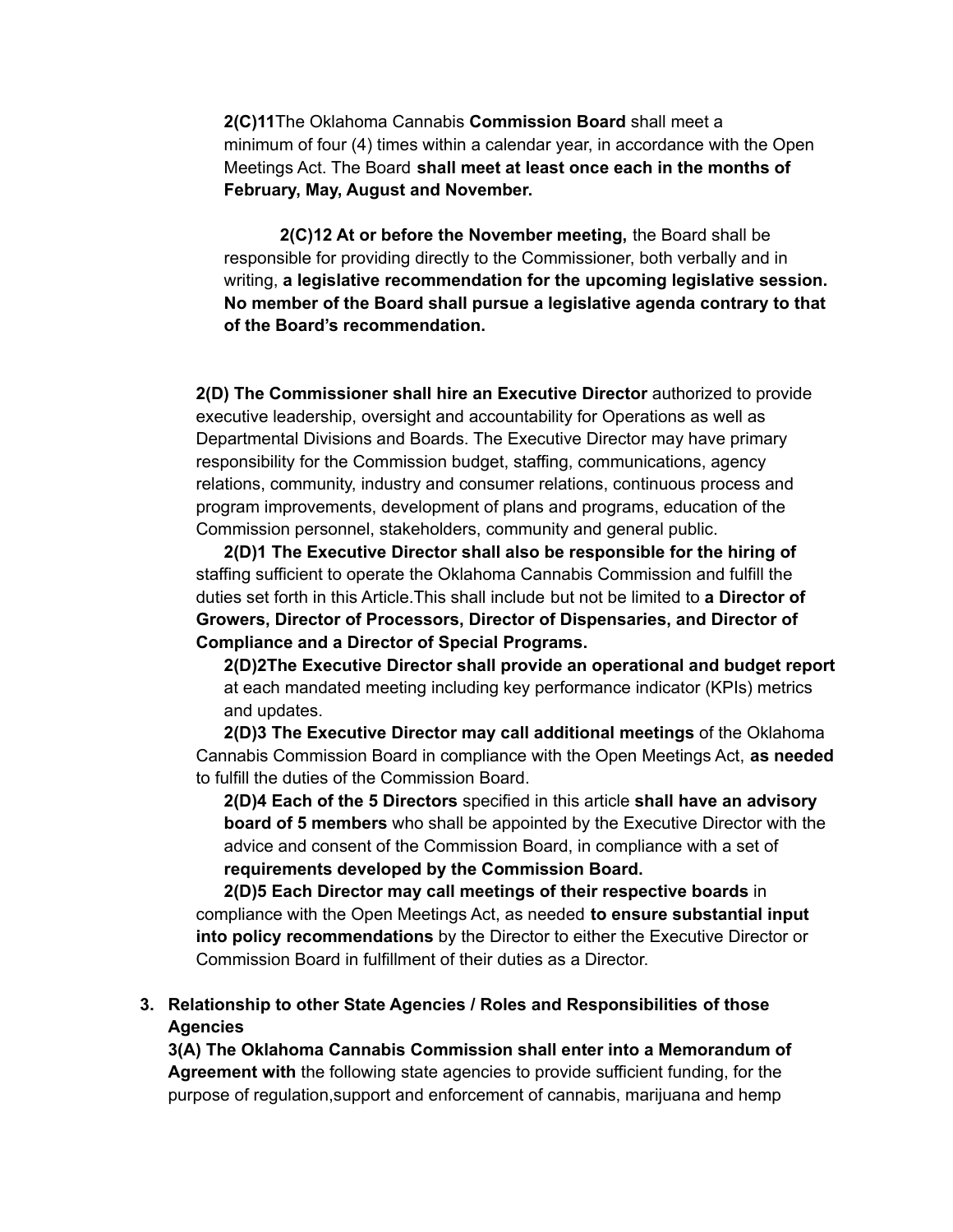**2(C)11**The Oklahoma Cannabis **Commission Board** shall meet a minimum of four (4) times within a calendar year, in accordance with the Open Meetings Act. The Board **shall meet at least once each in the months of February, May, August and November.**

**2(C)12 At or before the November meeting,** the Board shall be responsible for providing directly to the Commissioner, both verbally and in writing, **a legislative recommendation for the upcoming legislative session. No member of the Board shall pursue a legislative agenda contrary to that of the Board's recommendation.**

**2(D) The Commissioner shall hire an Executive Director** authorized to provide executive leadership, oversight and accountability for Operations as well as Departmental Divisions and Boards. The Executive Director may have primary responsibility for the Commission budget, staffing, communications, agency relations, community, industry and consumer relations, continuous process and program improvements, development of plans and programs, education of the Commission personnel, stakeholders, community and general public.

**2(D)1 The Executive Director shall also be responsible for the hiring of** staffing sufficient to operate the Oklahoma Cannabis Commission and fulfill the duties set forth in this Article.This shall include but not be limited to **a Director of Growers, Director of Processors, Director of Dispensaries, and Director of Compliance and a Director of Special Programs.**

**2(D)2The Executive Director shall provide an operational and budget report** at each mandated meeting including key performance indicator (KPIs) metrics and updates.

**2(D)3 The Executive Director may call additional meetings** of the Oklahoma Cannabis Commission Board in compliance with the Open Meetings Act, **as needed** to fulfill the duties of the Commission Board.

**2(D)4 Each of the 5 Directors** specified in this article **shall have an advisory board of 5 members** who shall be appointed by the Executive Director with the advice and consent of the Commission Board, in compliance with a set of **requirements developed by the Commission Board.**

**2(D)5 Each Director may call meetings of their respective boards** in compliance with the Open Meetings Act, as needed **to ensure substantial input into policy recommendations** by the Director to either the Executive Director or Commission Board in fulfillment of their duties as a Director.

3. **Relationship to other State Agencies / Roles and Responsibilities of those Agencies**

**3(A) The Oklahoma Cannabis Commission shall enter into a Memorandum of Agreement with** the following state agencies to provide sufficient funding, for the purpose of regulation,support and enforcement of cannabis, marijuana and hemp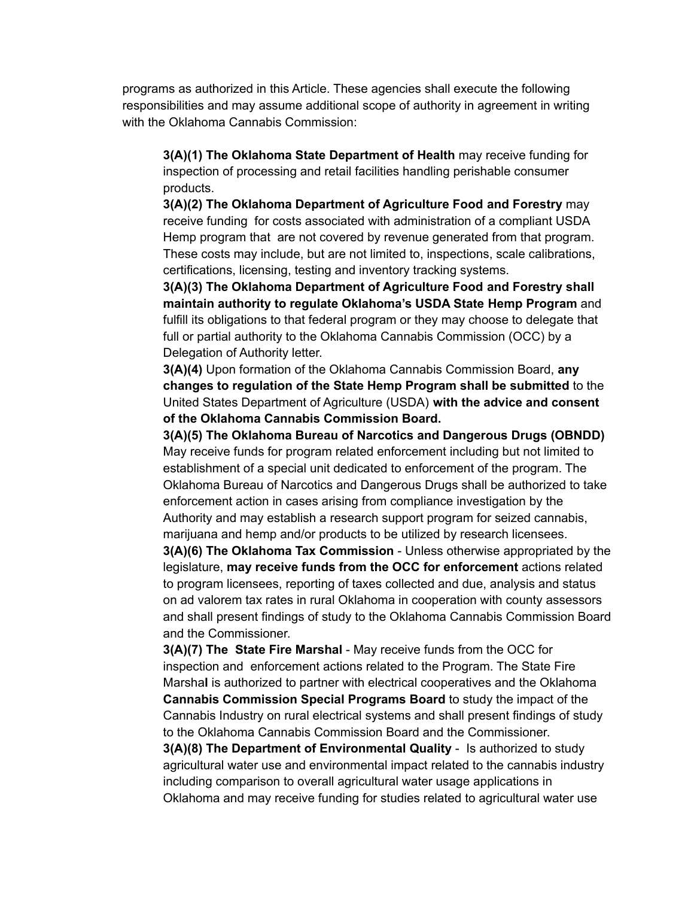programs as authorized in this Article. These agencies shall execute the following responsibilities and may assume additional scope of authority in agreement in writing with the Oklahoma Cannabis Commission:

**3(A)(1) The Oklahoma State Department of Health** may receive funding for inspection of processing and retail facilities handling perishable consumer products.

**3(A)(2) The Oklahoma Department of Agriculture Food and Forestry** may receive funding for costs associated with administration of a compliant USDA Hemp program that are not covered by revenue generated from that program. These costs may include, but are not limited to, inspections, scale calibrations, certifications, licensing, testing and inventory tracking systems.

**3(A)(3) The Oklahoma Department of Agriculture Food and Forestry shall maintain authority to regulate Oklahoma's USDA State Hemp Program** and fulfill its obligations to that federal program or they may choose to delegate that full or partial authority to the Oklahoma Cannabis Commission (OCC) by a Delegation of Authority letter.

**3(A)(4)** Upon formation of the Oklahoma Cannabis Commission Board, **any changes to regulation of the State Hemp Program shall be submitted** to the United States Department of Agriculture (USDA) **with the advice and consent of the Oklahoma Cannabis Commission Board.**

**3(A)(5) The Oklahoma Bureau of Narcotics and Dangerous Drugs (OBNDD)** May receive funds for program related enforcement including but not limited to establishment of a special unit dedicated to enforcement of the program. The Oklahoma Bureau of Narcotics and Dangerous Drugs shall be authorized to take enforcement action in cases arising from compliance investigation by the Authority and may establish a research support program for seized cannabis, marijuana and hemp and/or products to be utilized by research licensees.

**3(A)(6) The Oklahoma Tax Commission** - Unless otherwise appropriated by the legislature, **may receive funds from the OCC for enforcement** actions related to program licensees, reporting of taxes collected and due, analysis and status on ad valorem tax rates in rural Oklahoma in cooperation with county assessors and shall present findings of study to the Oklahoma Cannabis Commission Board and the Commissioner.

**3(A)(7) The State Fire Marshal** - May receive funds from the OCC for inspection and enforcement actions related to the Program. The State Fire Marshal is authorized to partner with electrical cooperatives and the Oklahoma **Cannabis Commission Special Programs Board** to study the impact of the Cannabis Industry on rural electrical systems and shall present findings of study to the Oklahoma Cannabis Commission Board and the Commissioner.

**3(A)(8) The Department of Environmental Quality** - Is authorized to study agricultural water use and environmental impact related to the cannabis industry including comparison to overall agricultural water usage applications in Oklahoma and may receive funding for studies related to agricultural water use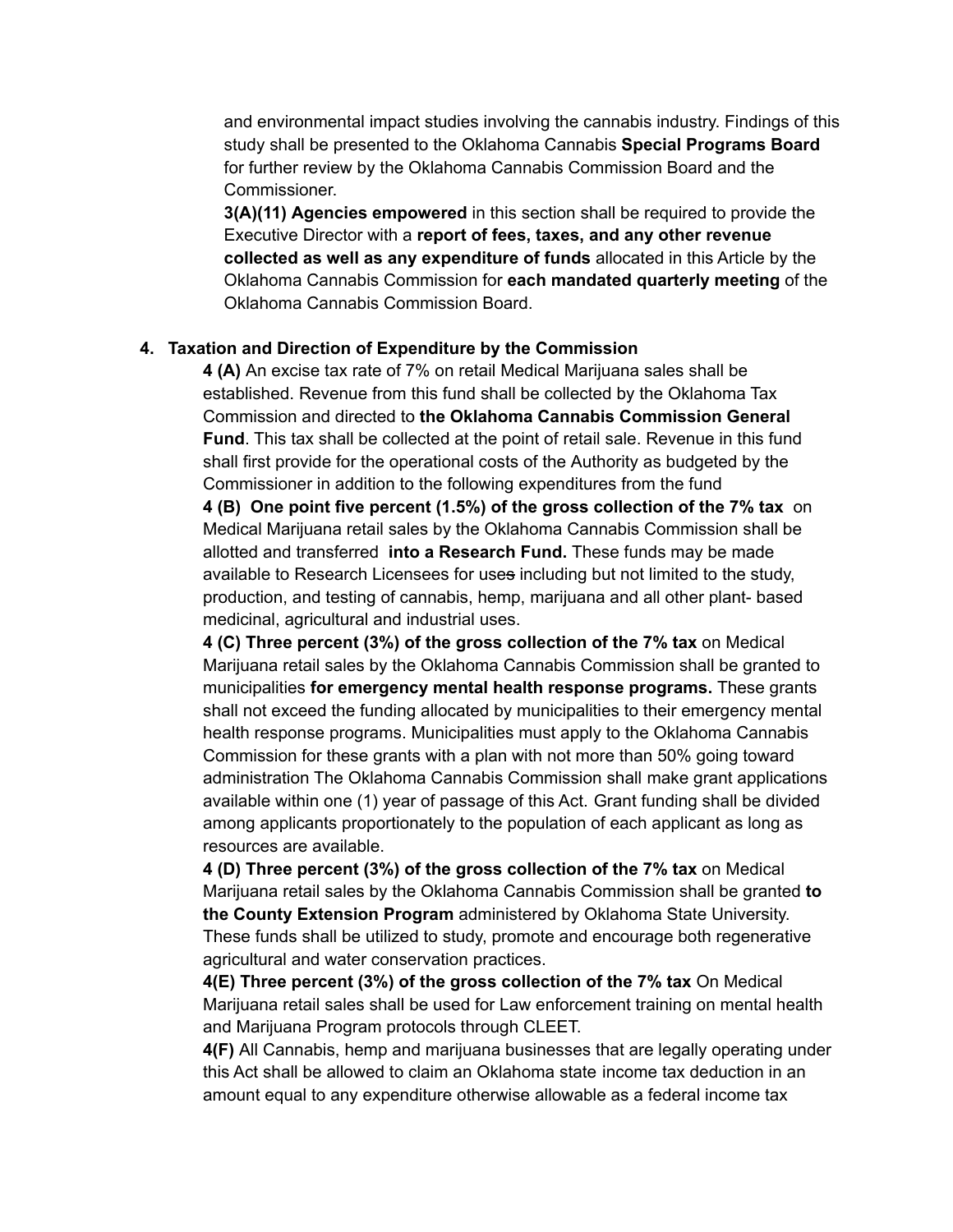and environmental impact studies involving the cannabis industry. Findings of this study shall be presented to the Oklahoma Cannabis **Special Programs Board** for further review by the Oklahoma Cannabis Commission Board and the Commissioner.

**3(A)(11) Agencies empowered** in this section shall be required to provide the Executive Director with a **report of fees, taxes, and any other revenue collected as well as any expenditure of funds** allocated in this Article by the Oklahoma Cannabis Commission for **each mandated quarterly meeting** of the Oklahoma Cannabis Commission Board.

4. **Taxation and Direction of Expenditure by the Commission**

**4 (A)** An excise tax rate of 7% on retail Medical Marijuana sales shall be established. Revenue from this fund shall be collected by the Oklahoma Tax Commission and directed to **the Oklahoma Cannabis Commission General Fund**. This tax shall be collected at the point of retail sale. Revenue in this fund shall first provide for the operational costs of the Authority as budgeted by the Commissioner in addition to the following expenditures from the fund

**4 (B) One point five percent (1.5%) of the gross collection of the 7% tax** on Medical Marijuana retail sales by the Oklahoma Cannabis Commission shall be allotted and transferred **into a Research Fund.** These funds may be made available to Research Licensees for uses including but not limited to the study, production, and testing of cannabis, hemp, marijuana and all other plant- based medicinal, agricultural and industrial uses.

**4 (C) Three percent (3%) of the gross collection of the 7% tax** on Medical Marijuana retail sales by the Oklahoma Cannabis Commission shall be granted to municipalities **for emergency mental health response programs.** These grants shall not exceed the funding allocated by municipalities to their emergency mental health response programs. Municipalities must apply to the Oklahoma Cannabis Commission for these grants with a plan with not more than 50% going toward administration The Oklahoma Cannabis Commission shall make grant applications available within one (1) year of passage of this Act. Grant funding shall be divided among applicants proportionately to the population of each applicant as long as resources are available.

**4 (D) Three percent (3%) of the gross collection of the 7% tax** on Medical Marijuana retail sales by the Oklahoma Cannabis Commission shall be granted **to the County Extension Program** administered by Oklahoma State University. These funds shall be utilized to study, promote and encourage both regenerative agricultural and water conservation practices.

**4(E) Three percent (3%) of the gross collection of the 7% tax** On Medical Marijuana retail sales shall be used for Law enforcement training on mental health and Marijuana Program protocols through CLEET.

**4(F)** All Cannabis, hemp and marijuana businesses that are legally operating under this Act shall be allowed to claim an Oklahoma state income tax deduction in an amount equal to any expenditure otherwise allowable as a federal income tax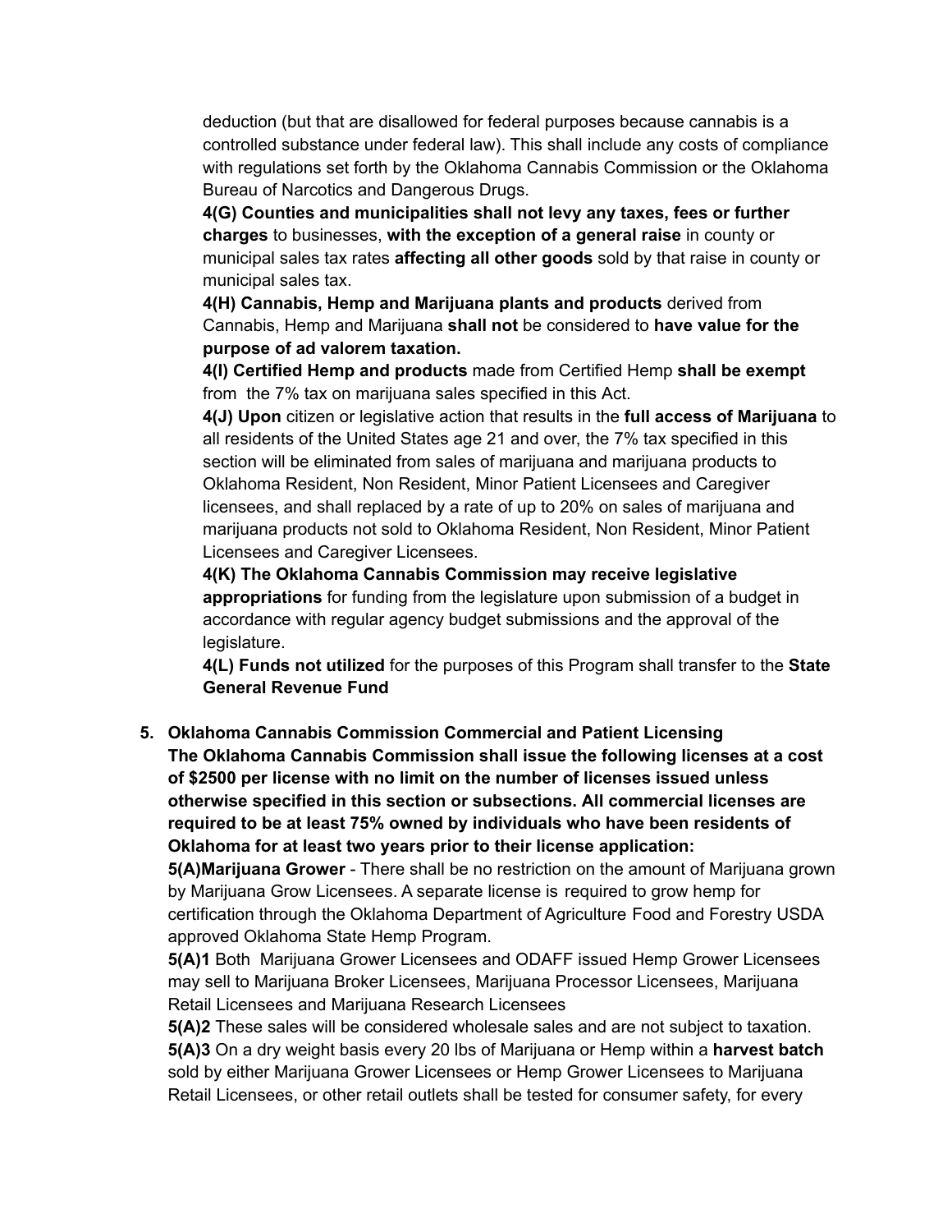deduction (but that are disallowed for federal purposes because cannabis is a controlled substance under federal law). This shall include any costs of compliance with regulations set forth by the Oklahoma Cannabis Commission or the Oklahoma Bureau of Narcotics and Dangerous Drugs.

**4(G) Counties and municipalities shall not levy any taxes, fees or further charges** to businesses, **with the exception of a general raise** in county or municipal sales tax rates **affecting all other goods** sold by that raise in county or municipal sales tax.

**4(H) Cannabis, Hemp and Marijuana plants and products** derived from Cannabis, Hemp and Marijuana **shall not** be considered to **have value for the purpose of ad valorem taxation.**

**4(I) Certified Hemp and products** made from Certified Hemp **shall be exempt** from the 7% tax on marijuana sales specified in this Act.

**4(J) Upon** citizen or legislative action that results in the **full access of Marijuana** to all residents of the United States age 21 and over, the 7% tax specified in this section will be eliminated from sales of marijuana and marijuana products to Oklahoma Resident, Non Resident, Minor Patient Licensees and Caregiver licensees, and shall replaced by a rate of up to 20% on sales of marijuana and marijuana products not sold to Oklahoma Resident, Non Resident, Minor Patient Licensees and Caregiver Licensees.

**4(K) The Oklahoma Cannabis Commission may receive legislative appropriations** for funding from the legislature upon submission of a budget in accordance with regular agency budget submissions and the approval of the legislature.

**4(L) Funds not utilized** for the purposes of this Program shall transfer to the **State General Revenue Fund**

5. **Oklahoma Cannabis Commission Commercial and Patient Licensing**
**The Oklahoma Cannabis Commission shall issue the following licenses at a cost of $2500 per license with no limit on the number of licenses issued unless otherwise specified in this section or subsections. All commercial licenses are required to be at least 75% owned by individuals who have been residents of Oklahoma for at least two years prior to their license application:**

**5(A)Marijuana Grower** - There shall be no restriction on the amount of Marijuana grown by Marijuana Grow Licensees. A separate license is required to grow hemp for certification through the Oklahoma Department of Agriculture Food and Forestry USDA approved Oklahoma State Hemp Program.

**5(A)1** Both Marijuana Grower Licensees and ODAFF issued Hemp Grower Licensees may sell to Marijuana Broker Licensees, Marijuana Processor Licensees, Marijuana Retail Licensees and Marijuana Research Licensees

**5(A)2** These sales will be considered wholesale sales and are not subject to taxation.

**5(A)3** On a dry weight basis every 20 lbs of Marijuana or Hemp within a **harvest batch** sold by either Marijuana Grower Licensees or Hemp Grower Licensees to Marijuana Retail Licensees, or other retail outlets shall be tested for consumer safety, for every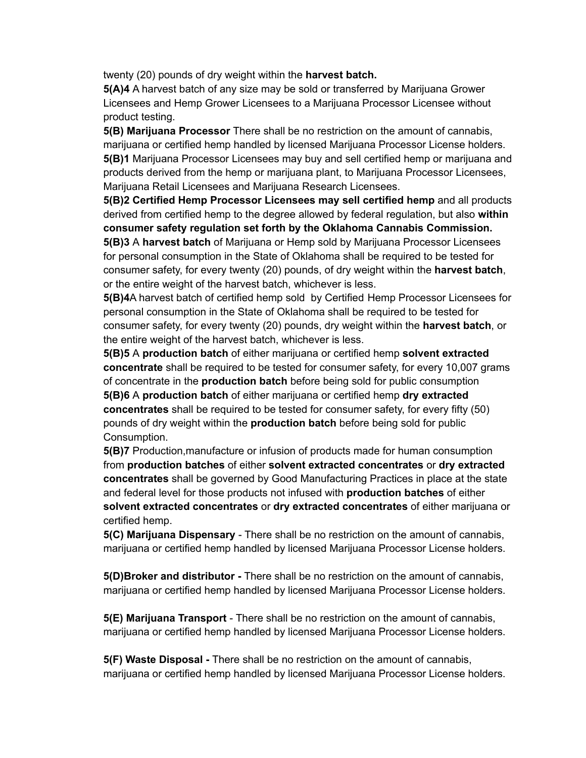twenty (20) pounds of dry weight within the **harvest batch.**

**5(A)4** A harvest batch of any size may be sold or transferred by Marijuana Grower Licensees and Hemp Grower Licensees to a Marijuana Processor Licensee without product testing.

**5(B) Marijuana Processor** There shall be no restriction on the amount of cannabis, marijuana or certified hemp handled by licensed Marijuana Processor License holders.

**5(B)1** Marijuana Processor Licensees may buy and sell certified hemp or marijuana and products derived from the hemp or marijuana plant, to Marijuana Processor Licensees, Marijuana Retail Licensees and Marijuana Research Licensees.

**5(B)2 Certified Hemp Processor Licensees may sell certified hemp** and all products derived from certified hemp to the degree allowed by federal regulation, but also **within consumer safety regulation set forth by the Oklahoma Cannabis Commission.**

**5(B)3** A **harvest batch** of Marijuana or Hemp sold by Marijuana Processor Licensees for personal consumption in the State of Oklahoma shall be required to be tested for consumer safety, for every twenty (20) pounds, of dry weight within the **harvest batch**, or the entire weight of the harvest batch, whichever is less.

**5(B)4**A harvest batch of certified hemp sold by Certified Hemp Processor Licensees for personal consumption in the State of Oklahoma shall be required to be tested for consumer safety, for every twenty (20) pounds, dry weight within the **harvest batch**, or the entire weight of the harvest batch, whichever is less.

**5(B)5** A **production batch** of either marijuana or certified hemp **solvent extracted concentrate** shall be required to be tested for consumer safety, for every 10,007 grams of concentrate in the **production batch** before being sold for public consumption

**5(B)6** A **production batch** of either marijuana or certified hemp **dry extracted concentrates** shall be required to be tested for consumer safety, for every fifty (50) pounds of dry weight within the **production batch** before being sold for public Consumption.

**5(B)7** Production,manufacture or infusion of products made for human consumption from **production batches** of either **solvent extracted concentrates** or **dry extracted concentrates** shall be governed by Good Manufacturing Practices in place at the state and federal level for those products not infused with **production batches** of either **solvent extracted concentrates** or **dry extracted concentrates** of either marijuana or certified hemp.

**5(C) Marijuana Dispensary** - There shall be no restriction on the amount of cannabis, marijuana or certified hemp handled by licensed Marijuana Processor License holders.

**5(D)Broker and distributor -** There shall be no restriction on the amount of cannabis, marijuana or certified hemp handled by licensed Marijuana Processor License holders.

**5(E) Marijuana Transport** - There shall be no restriction on the amount of cannabis, marijuana or certified hemp handled by licensed Marijuana Processor License holders.

**5(F) Waste Disposal -** There shall be no restriction on the amount of cannabis, marijuana or certified hemp handled by licensed Marijuana Processor License holders.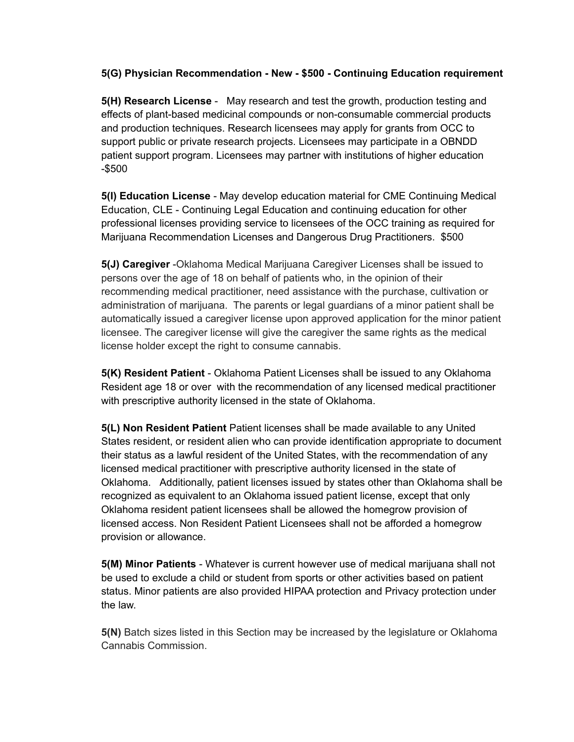**5(G) Physician Recommendation - New - $500 - Continuing Education requirement**

**5(H) Research License** - May research and test the growth, production testing and effects of plant-based medicinal compounds or non-consumable commercial products and production techniques. Research licensees may apply for grants from OCC to support public or private research projects. Licensees may participate in a OBNDD patient support program. Licensees may partner with institutions of higher education -$500

**5(I) Education License** - May develop education material for CME Continuing Medical Education, CLE - Continuing Legal Education and continuing education for other professional licenses providing service to licensees of the OCC training as required for Marijuana Recommendation Licenses and Dangerous Drug Practitioners. $500

**5(J) Caregiver** -Oklahoma Medical Marijuana Caregiver Licenses shall be issued to persons over the age of 18 on behalf of patients who, in the opinion of their recommending medical practitioner, need assistance with the purchase, cultivation or administration of marijuana. The parents or legal guardians of a minor patient shall be automatically issued a caregiver license upon approved application for the minor patient licensee. The caregiver license will give the caregiver the same rights as the medical license holder except the right to consume cannabis.

**5(K) Resident Patient** - Oklahoma Patient Licenses shall be issued to any Oklahoma Resident age 18 or over with the recommendation of any licensed medical practitioner with prescriptive authority licensed in the state of Oklahoma.

**5(L) Non Resident Patient** Patient licenses shall be made available to any United States resident, or resident alien who can provide identification appropriate to document their status as a lawful resident of the United States, with the recommendation of any licensed medical practitioner with prescriptive authority licensed in the state of Oklahoma. Additionally, patient licenses issued by states other than Oklahoma shall be recognized as equivalent to an Oklahoma issued patient license, except that only Oklahoma resident patient licensees shall be allowed the homegrow provision of licensed access. Non Resident Patient Licensees shall not be afforded a homegrow provision or allowance.

**5(M) Minor Patients** - Whatever is current however use of medical marijuana shall not be used to exclude a child or student from sports or other activities based on patient status. Minor patients are also provided HIPAA protection and Privacy protection under the law.

**5(N)** Batch sizes listed in this Section may be increased by the legislature or Oklahoma Cannabis Commission.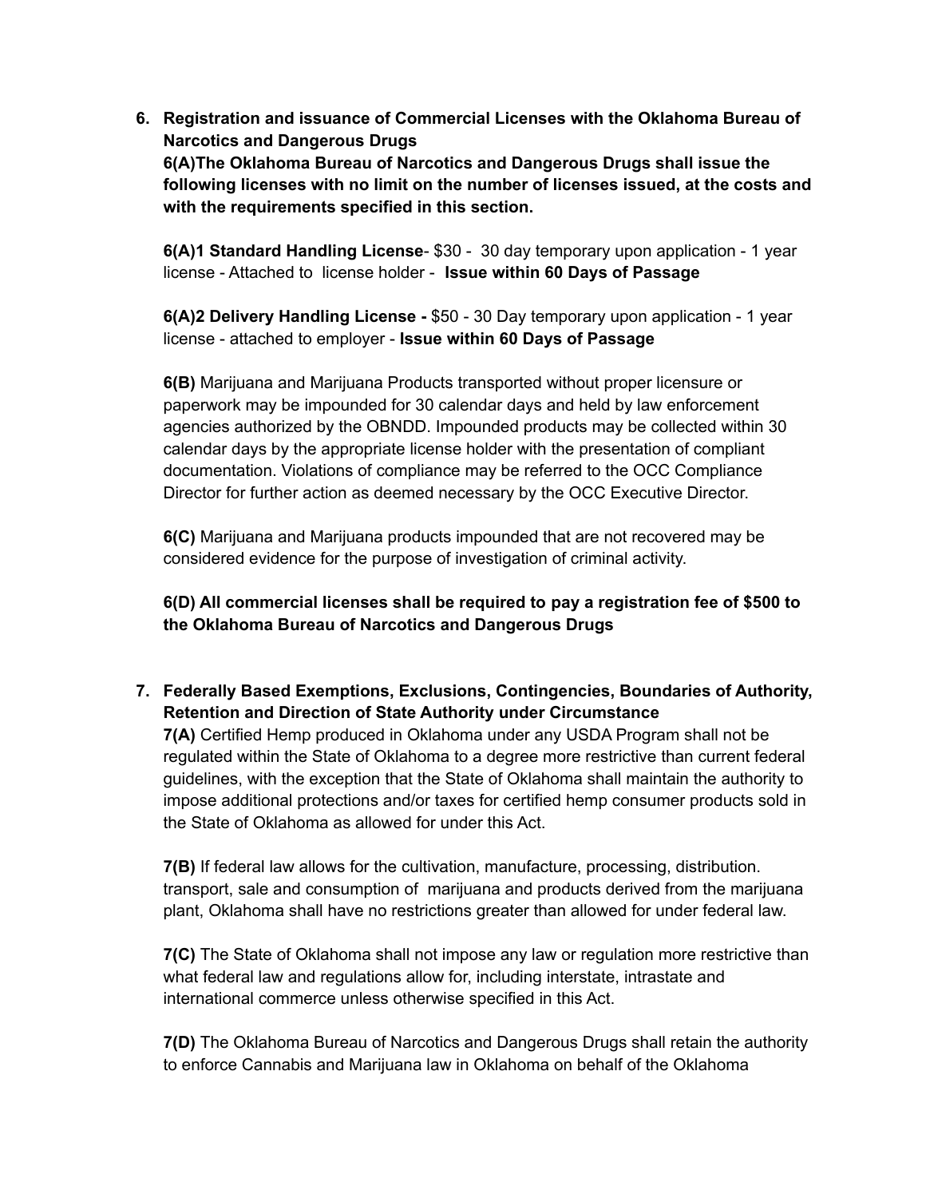6. **Registration and issuance of Commercial Licenses with the Oklahoma Bureau of Narcotics and Dangerous Drugs**
   **6(A)The Oklahoma Bureau of Narcotics and Dangerous Drugs shall issue the following licenses with no limit on the number of licenses issued, at the costs and with the requirements specified in this section.**

   **6(A)1 Standard Handling License**- $30 - 30 day temporary upon application - 1 year license - Attached to license holder - **Issue within 60 Days of Passage**

   **6(A)2 Delivery Handling License -** $50 - 30 Day temporary upon application - 1 year license - attached to employer - **Issue within 60 Days of Passage**

   **6(B)** Marijuana and Marijuana Products transported without proper licensure or paperwork may be impounded for 30 calendar days and held by law enforcement agencies authorized by the OBNDD. Impounded products may be collected within 30 calendar days by the appropriate license holder with the presentation of compliant documentation. Violations of compliance may be referred to the OCC Compliance Director for further action as deemed necessary by the OCC Executive Director.

   **6(C)** Marijuana and Marijuana products impounded that are not recovered may be considered evidence for the purpose of investigation of criminal activity.

   **6(D) All commercial licenses shall be required to pay a registration fee of $500 to the Oklahoma Bureau of Narcotics and Dangerous Drugs**

7. **Federally Based Exemptions, Exclusions, Contingencies, Boundaries of Authority, Retention and Direction of State Authority under Circumstance**
   **7(A)** Certified Hemp produced in Oklahoma under any USDA Program shall not be regulated within the State of Oklahoma to a degree more restrictive than current federal guidelines, with the exception that the State of Oklahoma shall maintain the authority to impose additional protections and/or taxes for certified hemp consumer products sold in the State of Oklahoma as allowed for under this Act.

   **7(B)** If federal law allows for the cultivation, manufacture, processing, distribution. transport, sale and consumption of marijuana and products derived from the marijuana plant, Oklahoma shall have no restrictions greater than allowed for under federal law.

   **7(C)** The State of Oklahoma shall not impose any law or regulation more restrictive than what federal law and regulations allow for, including interstate, intrastate and international commerce unless otherwise specified in this Act.

   **7(D)** The Oklahoma Bureau of Narcotics and Dangerous Drugs shall retain the authority to enforce Cannabis and Marijuana law in Oklahoma on behalf of the Oklahoma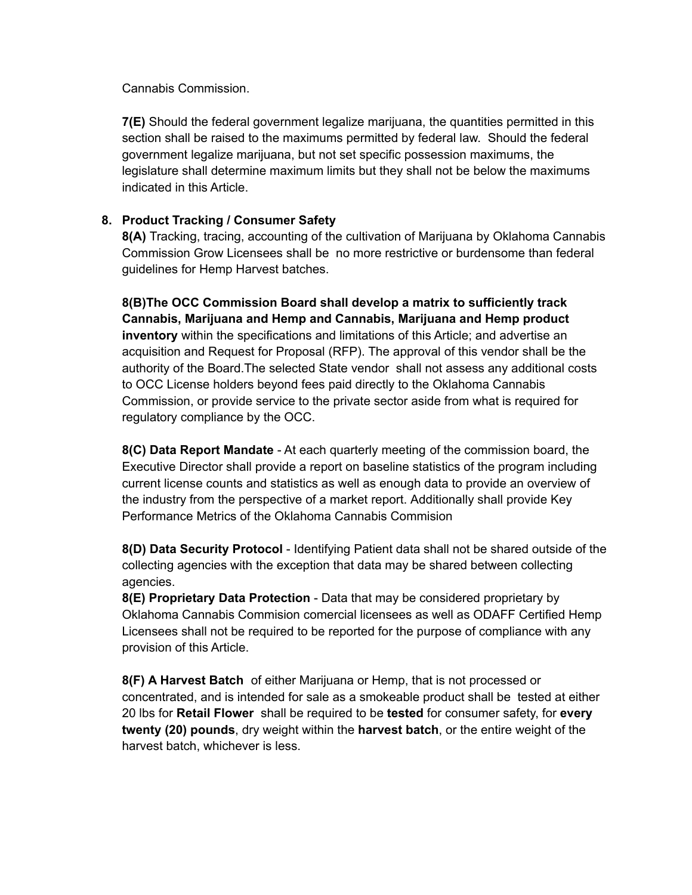Cannabis Commission.

**7(E)** Should the federal government legalize marijuana, the quantities permitted in this section shall be raised to the maximums permitted by federal law. Should the federal government legalize marijuana, but not set specific possession maximums, the legislature shall determine maximum limits but they shall not be below the maximums indicated in this Article.

8. **Product Tracking / Consumer Safety**

**8(A)** Tracking, tracing, accounting of the cultivation of Marijuana by Oklahoma Cannabis Commission Grow Licensees shall be no more restrictive or burdensome than federal guidelines for Hemp Harvest batches.

**8(B)The OCC Commission Board shall develop a matrix to sufficiently track Cannabis, Marijuana and Hemp and Cannabis, Marijuana and Hemp product inventory** within the specifications and limitations of this Article; and advertise an acquisition and Request for Proposal (RFP). The approval of this vendor shall be the authority of the Board.The selected State vendor shall not assess any additional costs to OCC License holders beyond fees paid directly to the Oklahoma Cannabis Commission, or provide service to the private sector aside from what is required for regulatory compliance by the OCC.

**8(C) Data Report Mandate** - At each quarterly meeting of the commission board, the Executive Director shall provide a report on baseline statistics of the program including current license counts and statistics as well as enough data to provide an overview of the industry from the perspective of a market report. Additionally shall provide Key Performance Metrics of the Oklahoma Cannabis Commision

**8(D) Data Security Protocol** - Identifying Patient data shall not be shared outside of the collecting agencies with the exception that data may be shared between collecting agencies.

**8(E) Proprietary Data Protection** - Data that may be considered proprietary by Oklahoma Cannabis Commision comercial licensees as well as ODAFF Certified Hemp Licensees shall not be required to be reported for the purpose of compliance with any provision of this Article.

**8(F) A Harvest Batch** of either Marijuana or Hemp, that is not processed or concentrated, and is intended for sale as a smokeable product shall be tested at either 20 lbs for **Retail Flower** shall be required to be **tested** for consumer safety, for **every twenty (20) pounds**, dry weight within the **harvest batch**, or the entire weight of the harvest batch, whichever is less.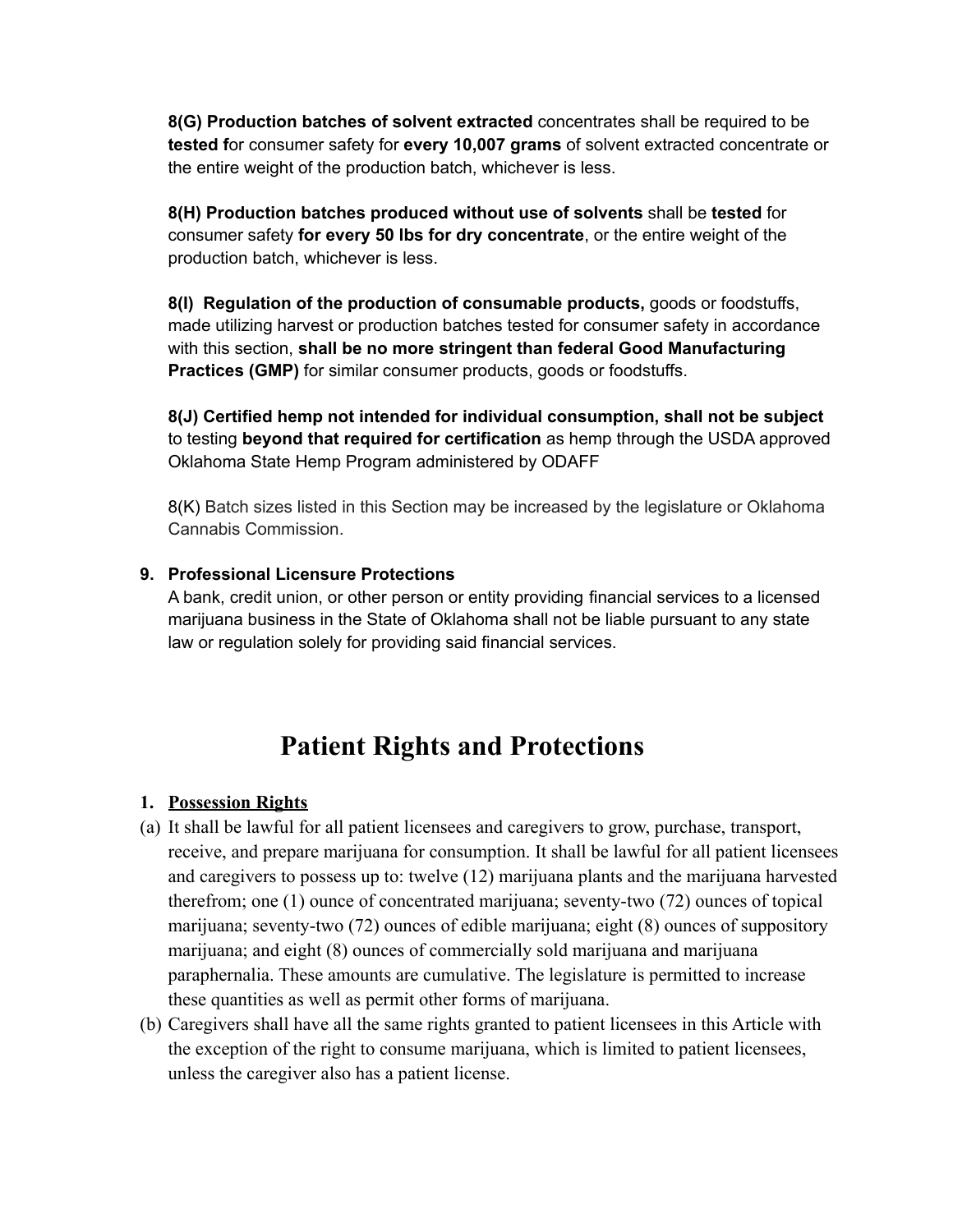**8(G) Production batches of solvent extracted** concentrates shall be required to be **tested f**or consumer safety for **every 10,007 grams** of solvent extracted concentrate or the entire weight of the production batch, whichever is less.

**8(H) Production batches produced without use of solvents** shall be **tested** for consumer safety **for every 50 lbs for dry concentrate**, or the entire weight of the production batch, whichever is less.

**8(I) Regulation of the production of consumable products,** goods or foodstuffs, made utilizing harvest or production batches tested for consumer safety in accordance with this section, **shall be no more stringent than federal Good Manufacturing Practices (GMP)** for similar consumer products, goods or foodstuffs.

**8(J) Certified hemp not intended for individual consumption, shall not be subject** to testing **beyond that required for certification** as hemp through the USDA approved Oklahoma State Hemp Program administered by ODAFF

8(K) Batch sizes listed in this Section may be increased by the legislature or Oklahoma Cannabis Commission.

9. **Professional Licensure Protections**
   A bank, credit union, or other person or entity providing financial services to a licensed marijuana business in the State of Oklahoma shall not be liable pursuant to any state law or regulation solely for providing said financial services.

# Patient Rights and Protections

1. **Possession Rights**

(a) It shall be lawful for all patient licensees and caregivers to grow, purchase, transport, receive, and prepare marijuana for consumption. It shall be lawful for all patient licensees and caregivers to possess up to: twelve (12) marijuana plants and the marijuana harvested therefrom; one (1) ounce of concentrated marijuana; seventy-two (72) ounces of topical marijuana; seventy-two (72) ounces of edible marijuana; eight (8) ounces of suppository marijuana; and eight (8) ounces of commercially sold marijuana and marijuana paraphernalia. These amounts are cumulative. The legislature is permitted to increase these quantities as well as permit other forms of marijuana.

(b) Caregivers shall have all the same rights granted to patient licensees in this Article with the exception of the right to consume marijuana, which is limited to patient licensees, unless the caregiver also has a patient license.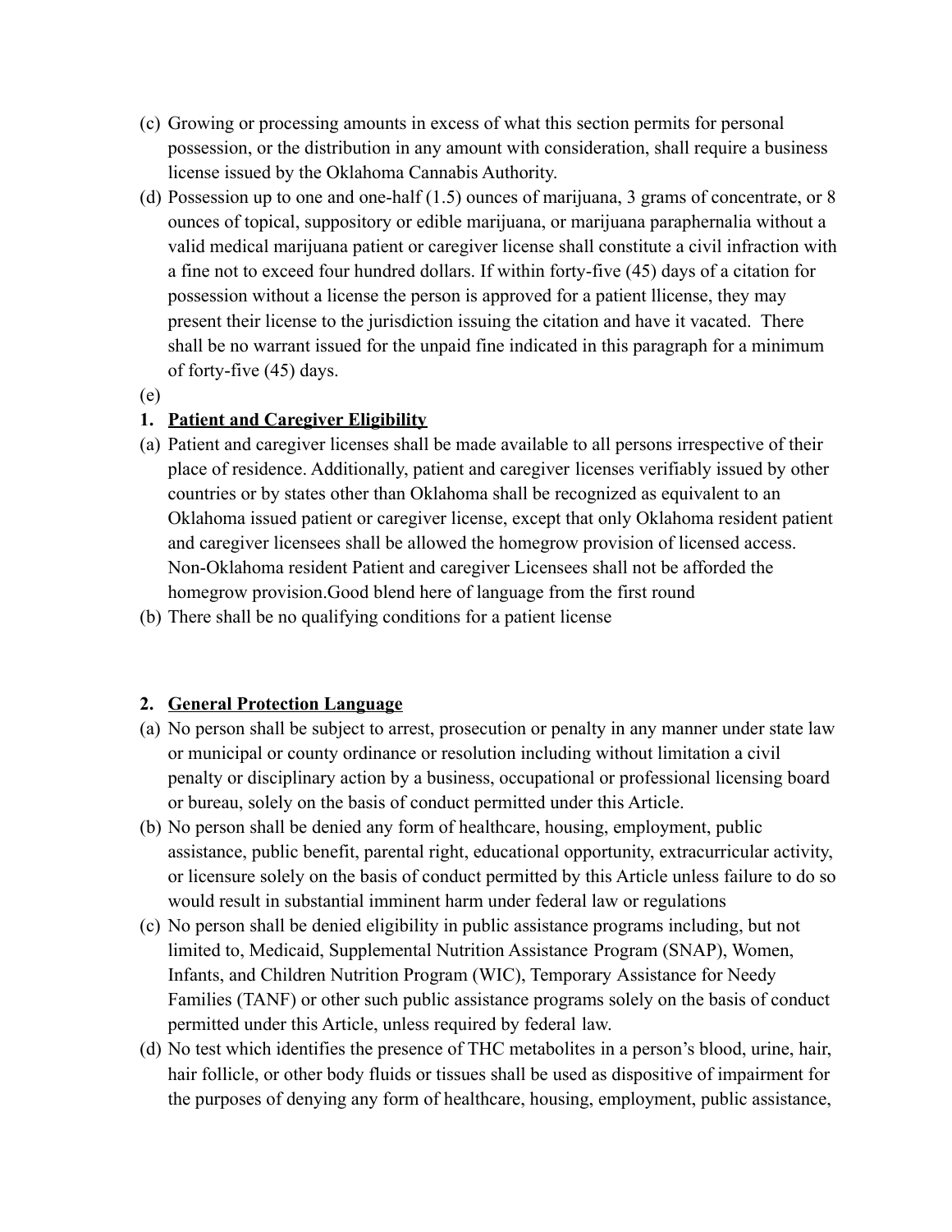(c) Growing or processing amounts in excess of what this section permits for personal possession, or the distribution in any amount with consideration, shall require a business license issued by the Oklahoma Cannabis Authority.

(d) Possession up to one and one-half (1.5) ounces of marijuana, 3 grams of concentrate, or 8 ounces of topical, suppository or edible marijuana, or marijuana paraphernalia without a valid medical marijuana patient or caregiver license shall constitute a civil infraction with a fine not to exceed four hundred dollars. If within forty-five (45) days of a citation for possession without a license the person is approved for a patient llicense, they may present their license to the jurisdiction issuing the citation and have it vacated. There shall be no warrant issued for the unpaid fine indicated in this paragraph for a minimum of forty-five (45) days.

(e)

**1. <u>Patient and Caregiver Eligibility</u>**

(a) Patient and caregiver licenses shall be made available to all persons irrespective of their place of residence. Additionally, patient and caregiver licenses verifiably issued by other countries or by states other than Oklahoma shall be recognized as equivalent to an Oklahoma issued patient or caregiver license, except that only Oklahoma resident patient and caregiver licensees shall be allowed the homegrow provision of licensed access. Non-Oklahoma resident Patient and caregiver Licensees shall not be afforded the homegrow provision.Good blend here of language from the first round

(b) There shall be no qualifying conditions for a patient license

**2. <u>General Protection Language</u>**

(a) No person shall be subject to arrest, prosecution or penalty in any manner under state law or municipal or county ordinance or resolution including without limitation a civil penalty or disciplinary action by a business, occupational or professional licensing board or bureau, solely on the basis of conduct permitted under this Article.

(b) No person shall be denied any form of healthcare, housing, employment, public assistance, public benefit, parental right, educational opportunity, extracurricular activity, or licensure solely on the basis of conduct permitted by this Article unless failure to do so would result in substantial imminent harm under federal law or regulations

(c) No person shall be denied eligibility in public assistance programs including, but not limited to, Medicaid, Supplemental Nutrition Assistance Program (SNAP), Women, Infants, and Children Nutrition Program (WIC), Temporary Assistance for Needy Families (TANF) or other such public assistance programs solely on the basis of conduct permitted under this Article, unless required by federal law.

(d) No test which identifies the presence of THC metabolites in a person's blood, urine, hair, hair follicle, or other body fluids or tissues shall be used as dispositive of impairment for the purposes of denying any form of healthcare, housing, employment, public assistance,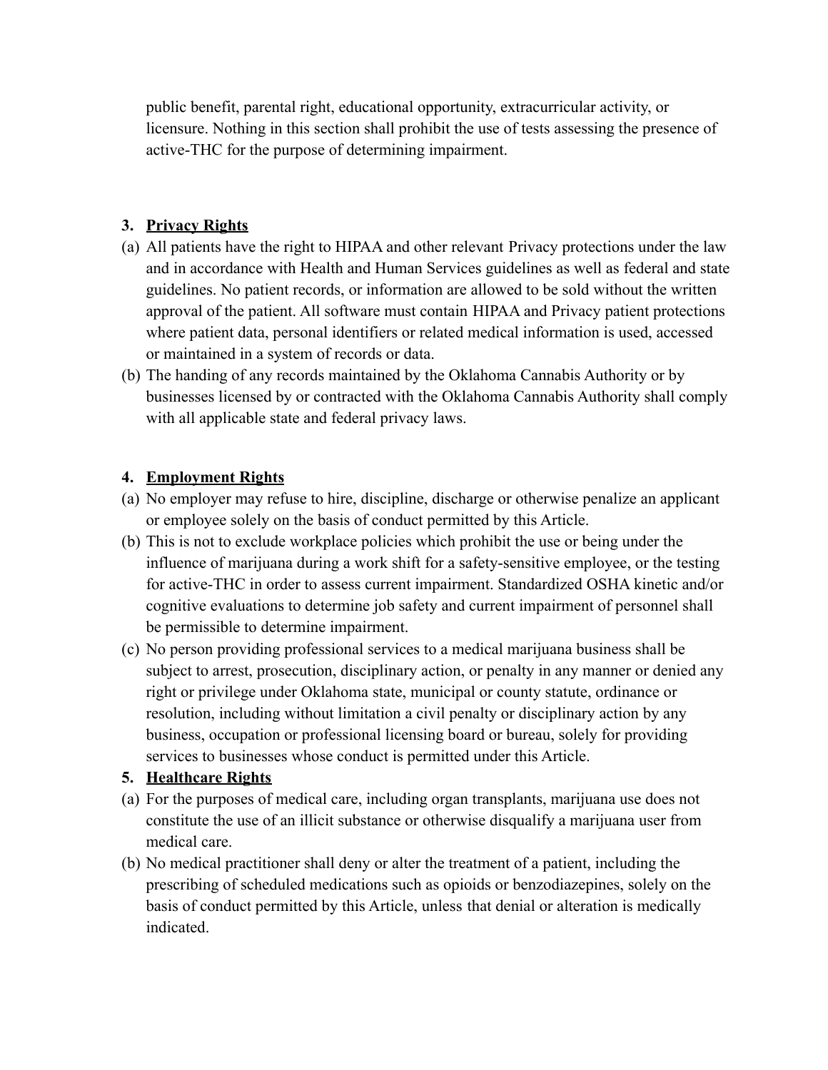public benefit, parental right, educational opportunity, extracurricular activity, or licensure. Nothing in this section shall prohibit the use of tests assessing the presence of active-THC for the purpose of determining impairment.

**3. Privacy Rights**

(a) All patients have the right to HIPAA and other relevant Privacy protections under the law and in accordance with Health and Human Services guidelines as well as federal and state guidelines. No patient records, or information are allowed to be sold without the written approval of the patient. All software must contain HIPAA and Privacy patient protections where patient data, personal identifiers or related medical information is used, accessed or maintained in a system of records or data.

(b) The handing of any records maintained by the Oklahoma Cannabis Authority or by businesses licensed by or contracted with the Oklahoma Cannabis Authority shall comply with all applicable state and federal privacy laws.

**4. Employment Rights**

(a) No employer may refuse to hire, discipline, discharge or otherwise penalize an applicant or employee solely on the basis of conduct permitted by this Article.

(b) This is not to exclude workplace policies which prohibit the use or being under the influence of marijuana during a work shift for a safety-sensitive employee, or the testing for active-THC in order to assess current impairment. Standardized OSHA kinetic and/or cognitive evaluations to determine job safety and current impairment of personnel shall be permissible to determine impairment.

(c) No person providing professional services to a medical marijuana business shall be subject to arrest, prosecution, disciplinary action, or penalty in any manner or denied any right or privilege under Oklahoma state, municipal or county statute, ordinance or resolution, including without limitation a civil penalty or disciplinary action by any business, occupation or professional licensing board or bureau, solely for providing services to businesses whose conduct is permitted under this Article.

**5. Healthcare Rights**

(a) For the purposes of medical care, including organ transplants, marijuana use does not constitute the use of an illicit substance or otherwise disqualify a marijuana user from medical care.

(b) No medical practitioner shall deny or alter the treatment of a patient, including the prescribing of scheduled medications such as opioids or benzodiazepines, solely on the basis of conduct permitted by this Article, unless that denial or alteration is medically indicated.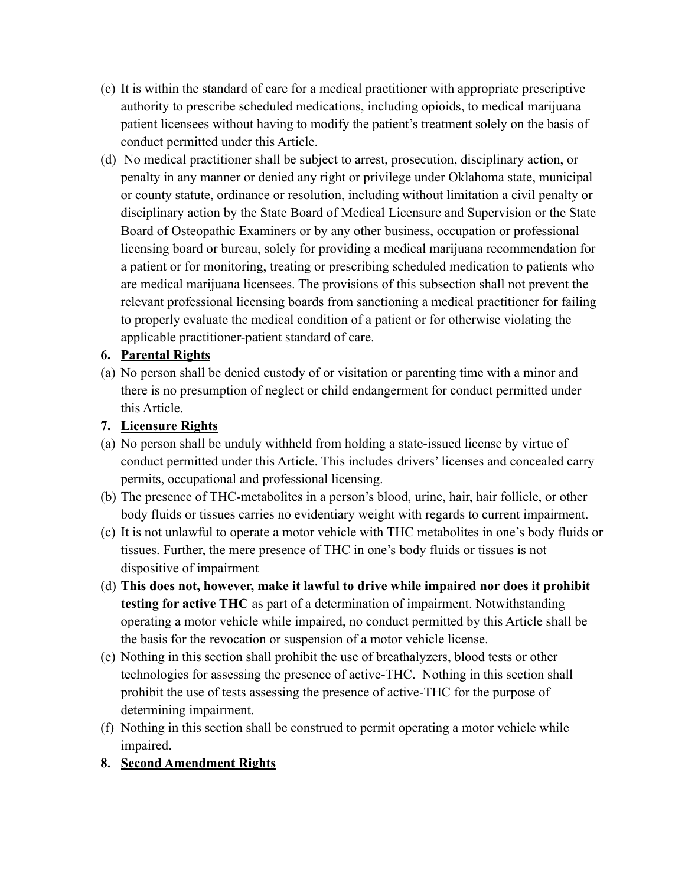(c) It is within the standard of care for a medical practitioner with appropriate prescriptive authority to prescribe scheduled medications, including opioids, to medical marijuana patient licensees without having to modify the patient's treatment solely on the basis of conduct permitted under this Article.

(d) No medical practitioner shall be subject to arrest, prosecution, disciplinary action, or penalty in any manner or denied any right or privilege under Oklahoma state, municipal or county statute, ordinance or resolution, including without limitation a civil penalty or disciplinary action by the State Board of Medical Licensure and Supervision or the State Board of Osteopathic Examiners or by any other business, occupation or professional licensing board or bureau, solely for providing a medical marijuana recommendation for a patient or for monitoring, treating or prescribing scheduled medication to patients who are medical marijuana licensees. The provisions of this subsection shall not prevent the relevant professional licensing boards from sanctioning a medical practitioner for failing to properly evaluate the medical condition of a patient or for otherwise violating the applicable practitioner-patient standard of care.

**6. <u>Parental Rights</u>**

(a) No person shall be denied custody of or visitation or parenting time with a minor and there is no presumption of neglect or child endangerment for conduct permitted under this Article.

**7. <u>Licensure Rights</u>**

(a) No person shall be unduly withheld from holding a state-issued license by virtue of conduct permitted under this Article. This includes drivers' licenses and concealed carry permits, occupational and professional licensing.

(b) The presence of THC-metabolites in a person's blood, urine, hair, hair follicle, or other body fluids or tissues carries no evidentiary weight with regards to current impairment.

(c) It is not unlawful to operate a motor vehicle with THC metabolites in one's body fluids or tissues. Further, the mere presence of THC in one's body fluids or tissues is not dispositive of impairment

(d) **This does not, however, make it lawful to drive while impaired nor does it prohibit testing for active THC** as part of a determination of impairment. Notwithstanding operating a motor vehicle while impaired, no conduct permitted by this Article shall be the basis for the revocation or suspension of a motor vehicle license.

(e) Nothing in this section shall prohibit the use of breathalyzers, blood tests or other technologies for assessing the presence of active-THC. Nothing in this section shall prohibit the use of tests assessing the presence of active-THC for the purpose of determining impairment.

(f) Nothing in this section shall be construed to permit operating a motor vehicle while impaired.

**8. <u>Second Amendment Rights</u>**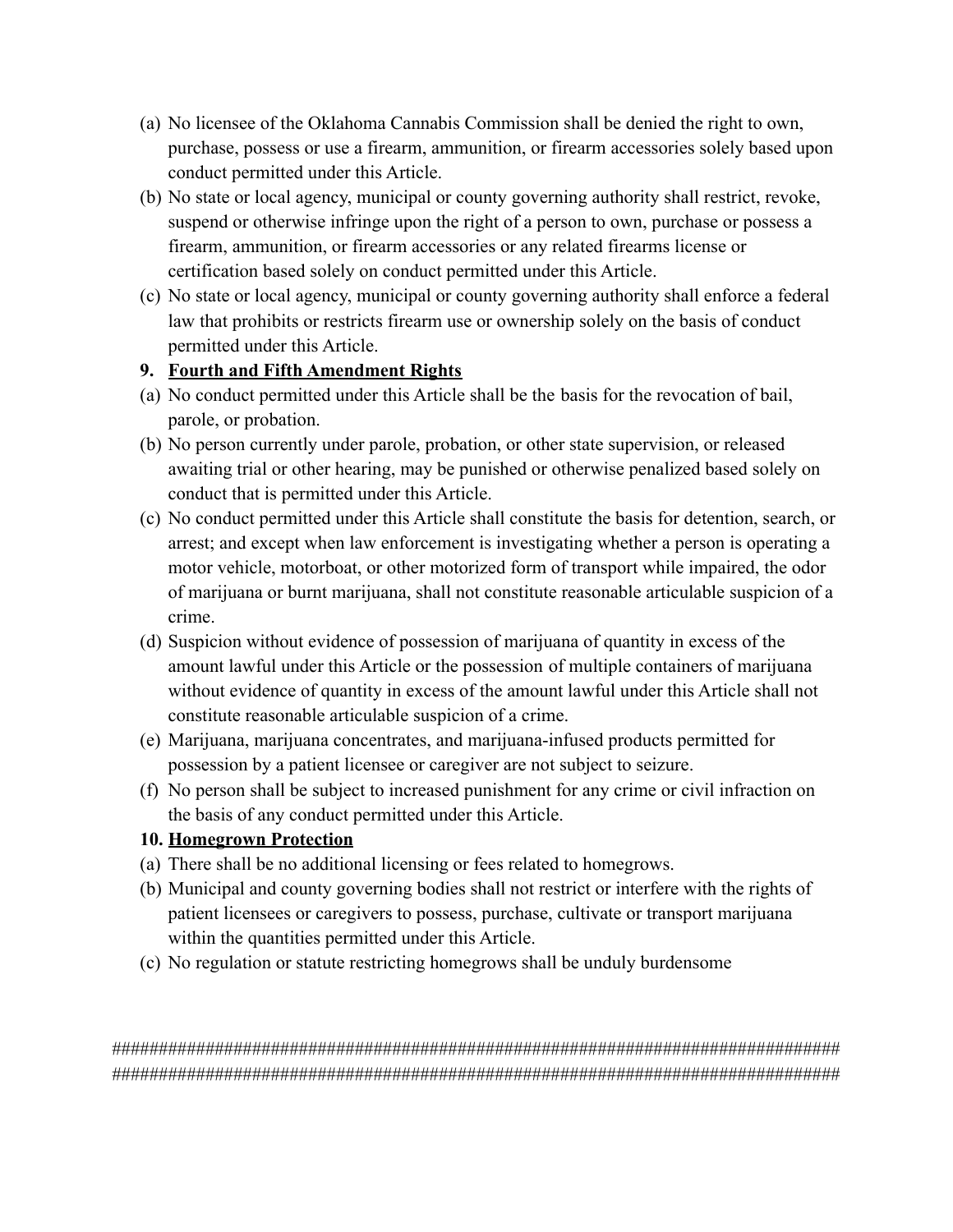(a) No licensee of the Oklahoma Cannabis Commission shall be denied the right to own, purchase, possess or use a firearm, ammunition, or firearm accessories solely based upon conduct permitted under this Article.

(b) No state or local agency, municipal or county governing authority shall restrict, revoke, suspend or otherwise infringe upon the right of a person to own, purchase or possess a firearm, ammunition, or firearm accessories or any related firearms license or certification based solely on conduct permitted under this Article.

(c) No state or local agency, municipal or county governing authority shall enforce a federal law that prohibits or restricts firearm use or ownership solely on the basis of conduct permitted under this Article.

**9. <u>Fourth and Fifth Amendment Rights</u>**

(a) No conduct permitted under this Article shall be the basis for the revocation of bail, parole, or probation.

(b) No person currently under parole, probation, or other state supervision, or released awaiting trial or other hearing, may be punished or otherwise penalized based solely on conduct that is permitted under this Article.

(c) No conduct permitted under this Article shall constitute the basis for detention, search, or arrest; and except when law enforcement is investigating whether a person is operating a motor vehicle, motorboat, or other motorized form of transport while impaired, the odor of marijuana or burnt marijuana, shall not constitute reasonable articulable suspicion of a crime.

(d) Suspicion without evidence of possession of marijuana of quantity in excess of the amount lawful under this Article or the possession of multiple containers of marijuana without evidence of quantity in excess of the amount lawful under this Article shall not constitute reasonable articulable suspicion of a crime.

(e) Marijuana, marijuana concentrates, and marijuana-infused products permitted for possession by a patient licensee or caregiver are not subject to seizure.

(f) No person shall be subject to increased punishment for any crime or civil infraction on the basis of any conduct permitted under this Article.

**10. <u>Homegrown Protection</u>**

(a) There shall be no additional licensing or fees related to homegrows.

(b) Municipal and county governing bodies shall not restrict or interfere with the rights of patient licensees or caregivers to possess, purchase, cultivate or transport marijuana within the quantities permitted under this Article.

(c) No regulation or statute restricting homegrows shall be unduly burdensome

################################################################################
################################################################################